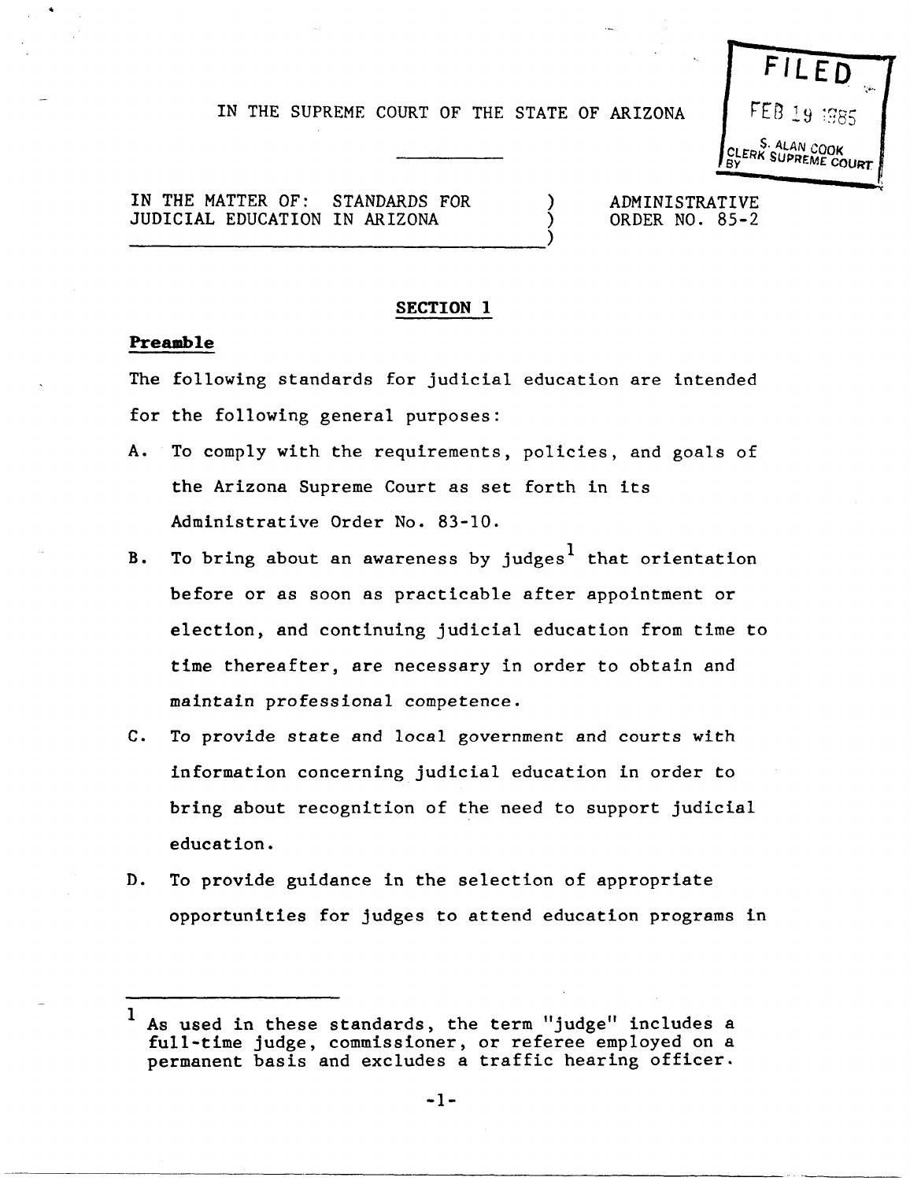FILED

FEB 19 1985

S. ALAN COOK
CLERK SUPREME COURT
BY

IN THE SUPREME COURT OF THE STATE OF ARIZONA

IN THE MATTER OF: STANDARDS FOR JUDICIAL EDUCATION IN ARIZONA

ADMINISTRATIVE ORDER NO. 85-2

## SECTION 1

### Preamble

The following standards for judicial education are intended for the following general purposes:

A. To comply with the requirements, policies, and goals of the Arizona Supreme Court as set forth in its Administrative Order No. 83-10.

B. To bring about an awareness by judges[1] that orientation before or as soon as practicable after appointment or election, and continuing judicial education from time to time thereafter, are necessary in order to obtain and maintain professional competence.

C. To provide state and local government and courts with information concerning judicial education in order to bring about recognition of the need to support judicial education.

D. To provide guidance in the selection of appropriate opportunities for judges to attend education programs in

---

[1] As used in these standards, the term "judge" includes a full-time judge, commissioner, or referee employed on a permanent basis and excludes a traffic hearing officer.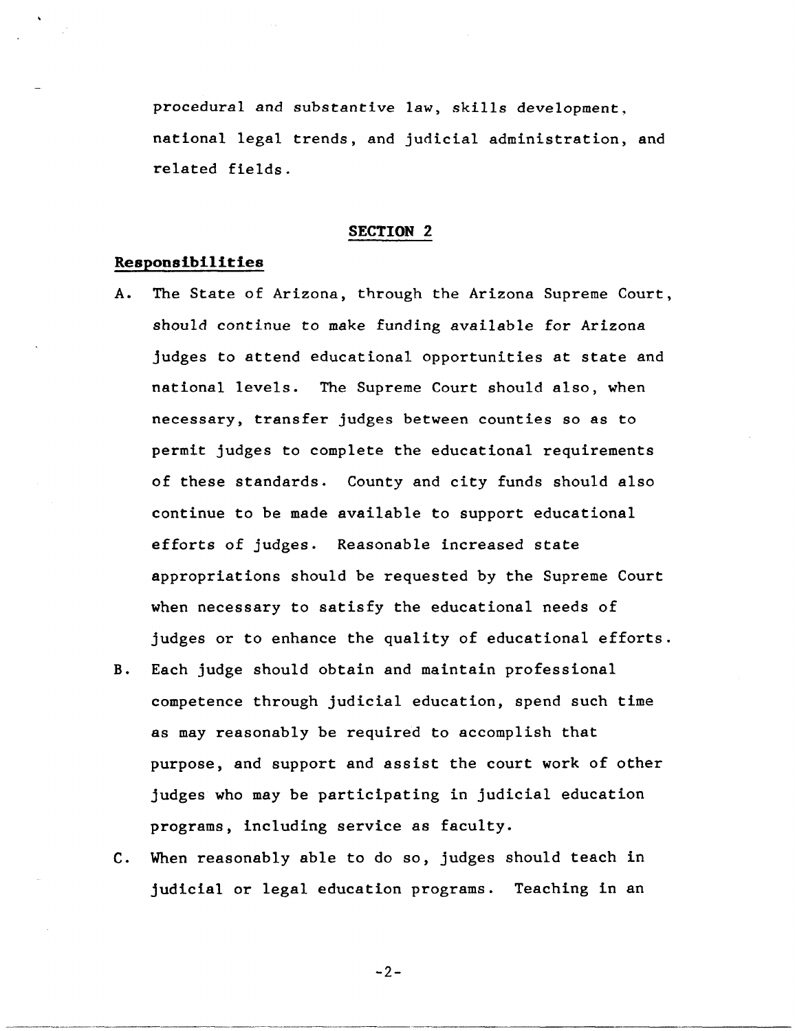procedural and substantive law, skills development, national legal trends, and judicial administration, and related fields.

## SECTION 2

### Responsibilities

A. The State of Arizona, through the Arizona Supreme Court, should continue to make funding available for Arizona judges to attend educational opportunities at state and national levels. The Supreme Court should also, when necessary, transfer judges between counties so as to permit judges to complete the educational requirements of these standards. County and city funds should also continue to be made available to support educational efforts of judges. Reasonable increased state appropriations should be requested by the Supreme Court when necessary to satisfy the educational needs of judges or to enhance the quality of educational efforts.

B. Each judge should obtain and maintain professional competence through judicial education, spend such time as may reasonably be required to accomplish that purpose, and support and assist the court work of other judges who may be participating in judicial education programs, including service as faculty.

C. When reasonably able to do so, judges should teach in judicial or legal education programs. Teaching in an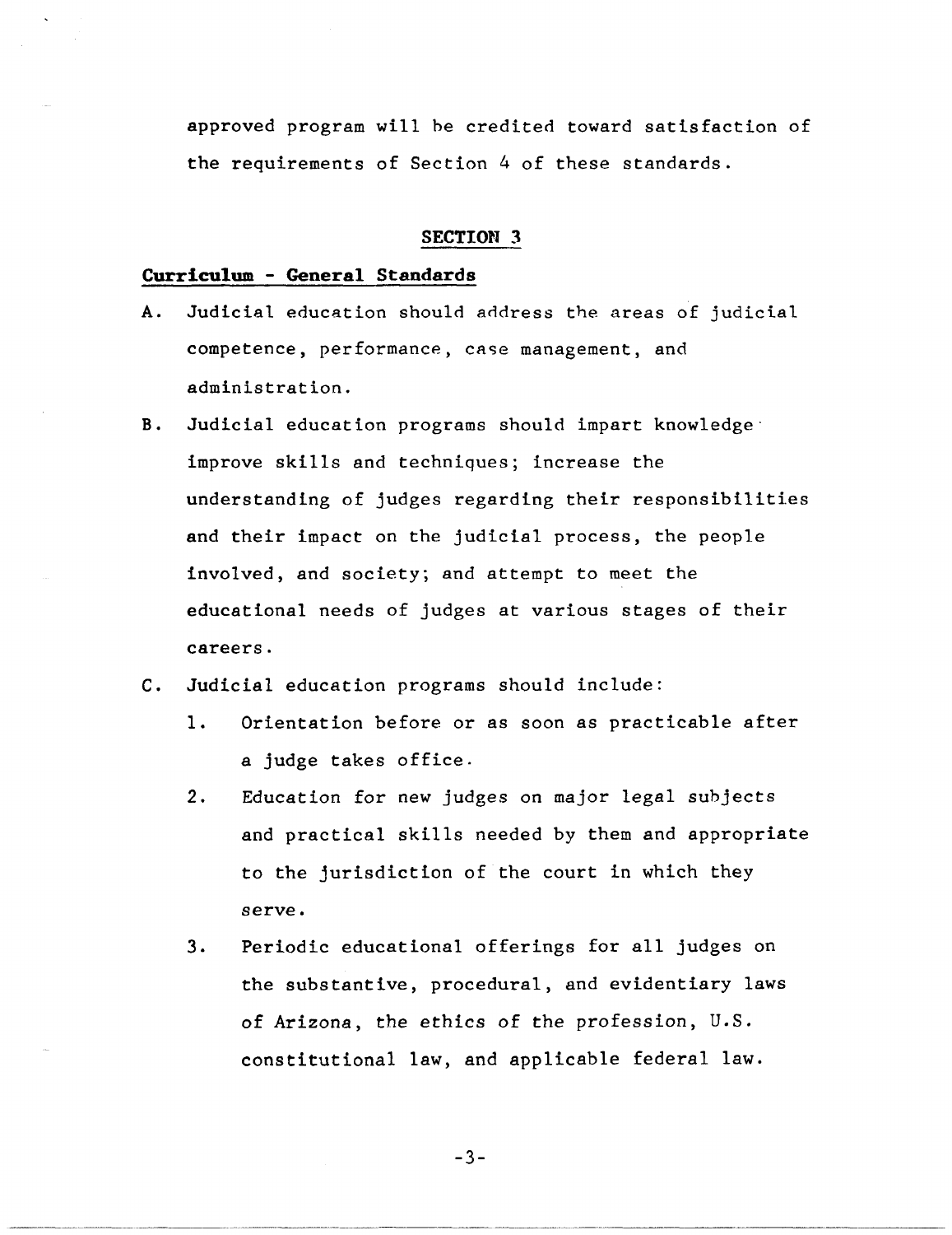approved program will be credited toward satisfaction of the requirements of Section 4 of these standards.

## SECTION 3

### Curriculum - General Standards

A. Judicial education should address the areas of judicial competence, performance, case management, and administration.

B. Judicial education programs should impart knowledge improve skills and techniques; increase the understanding of judges regarding their responsibilities and their impact on the judicial process, the people involved, and society; and attempt to meet the educational needs of judges at various stages of their careers.

C. Judicial education programs should include:

   1. Orientation before or as soon as practicable after a judge takes office.

   2. Education for new judges on major legal subjects and practical skills needed by them and appropriate to the jurisdiction of the court in which they serve.

   3. Periodic educational offerings for all judges on the substantive, procedural, and evidentiary laws of Arizona, the ethics of the profession, U.S. constitutional law, and applicable federal law.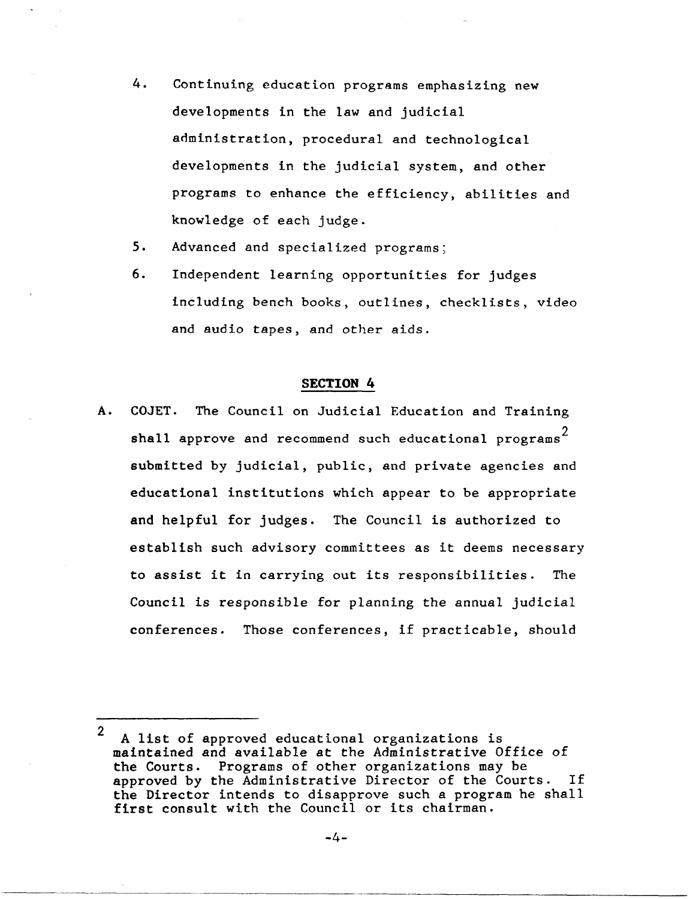4. Continuing education programs emphasizing new developments in the law and judicial administration, procedural and technological developments in the judicial system, and other programs to enhance the efficiency, abilities and knowledge of each judge.
5. Advanced and specialized programs;
6. Independent learning opportunities for judges including bench books, outlines, checklists, video and audio tapes, and other aids.

## SECTION 4

A. COJET. The Council on Judicial Education and Training shall approve and recommend such educational programs[2] submitted by judicial, public, and private agencies and educational institutions which appear to be appropriate and helpful for judges. The Council is authorized to establish such advisory committees as it deems necessary to assist it in carrying out its responsibilities. The Council is responsible for planning the annual judicial conferences. Those conferences, if practicable, should

---

[2] A list of approved educational organizations is maintained and available at the Administrative Office of the Courts. Programs of other organizations may be approved by the Administrative Director of the Courts. If the Director intends to disapprove such a program he shall first consult with the Council or its chairman.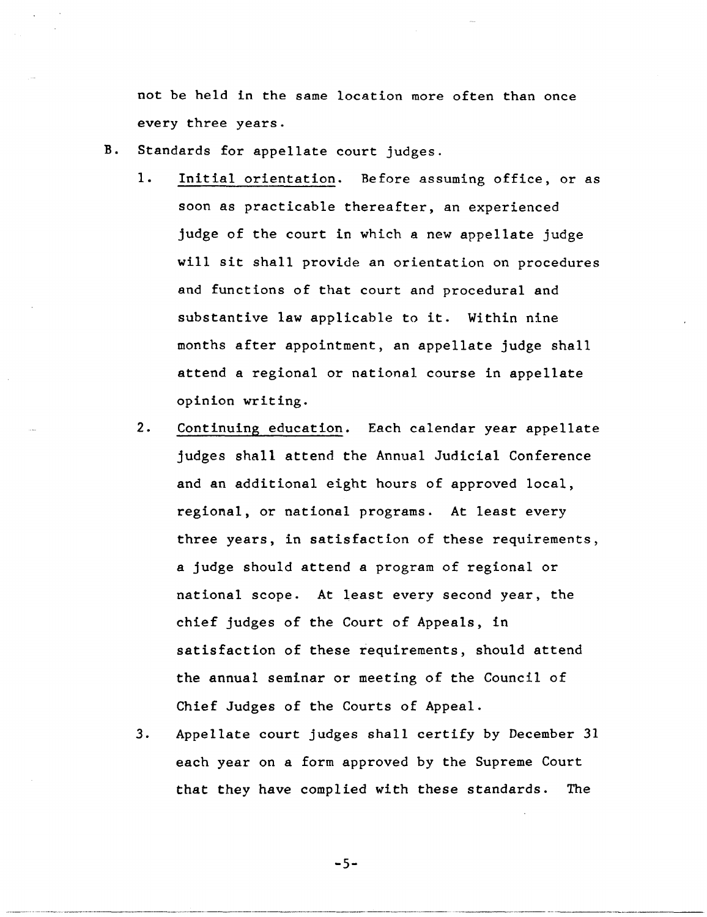not be held in the same location more often than once every three years.

B. Standards for appellate court judges.

   1. Initial orientation. Before assuming office, or as soon as practicable thereafter, an experienced judge of the court in which a new appellate judge will sit shall provide an orientation on procedures and functions of that court and procedural and substantive law applicable to it. Within nine months after appointment, an appellate judge shall attend a regional or national course in appellate opinion writing.

   2. Continuing education. Each calendar year appellate judges shall attend the Annual Judicial Conference and an additional eight hours of approved local, regional, or national programs. At least every three years, in satisfaction of these requirements, a judge should attend a program of regional or national scope. At least every second year, the chief judges of the Court of Appeals, in satisfaction of these requirements, should attend the annual seminar or meeting of the Council of Chief Judges of the Courts of Appeal.

   3. Appellate court judges shall certify by December 31 each year on a form approved by the Supreme Court that they have complied with these standards. The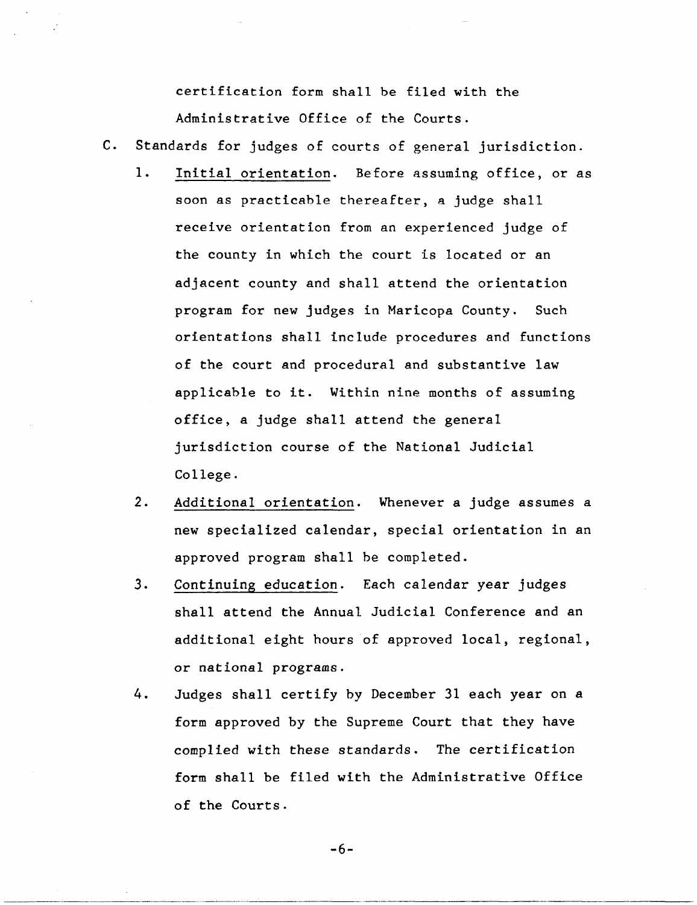certification form shall be filed with the Administrative Office of the Courts.

C. Standards for judges of courts of general jurisdiction.

   1. Initial orientation. Before assuming office, or as soon as practicable thereafter, a judge shall receive orientation from an experienced judge of the county in which the court is located or an adjacent county and shall attend the orientation program for new judges in Maricopa County. Such orientations shall include procedures and functions of the court and procedural and substantive law applicable to it. Within nine months of assuming office, a judge shall attend the general jurisdiction course of the National Judicial College.

   2. Additional orientation. Whenever a judge assumes a new specialized calendar, special orientation in an approved program shall be completed.

   3. Continuing education. Each calendar year judges shall attend the Annual Judicial Conference and an additional eight hours of approved local, regional, or national programs.

   4. Judges shall certify by December 31 each year on a form approved by the Supreme Court that they have complied with these standards. The certification form shall be filed with the Administrative Office of the Courts.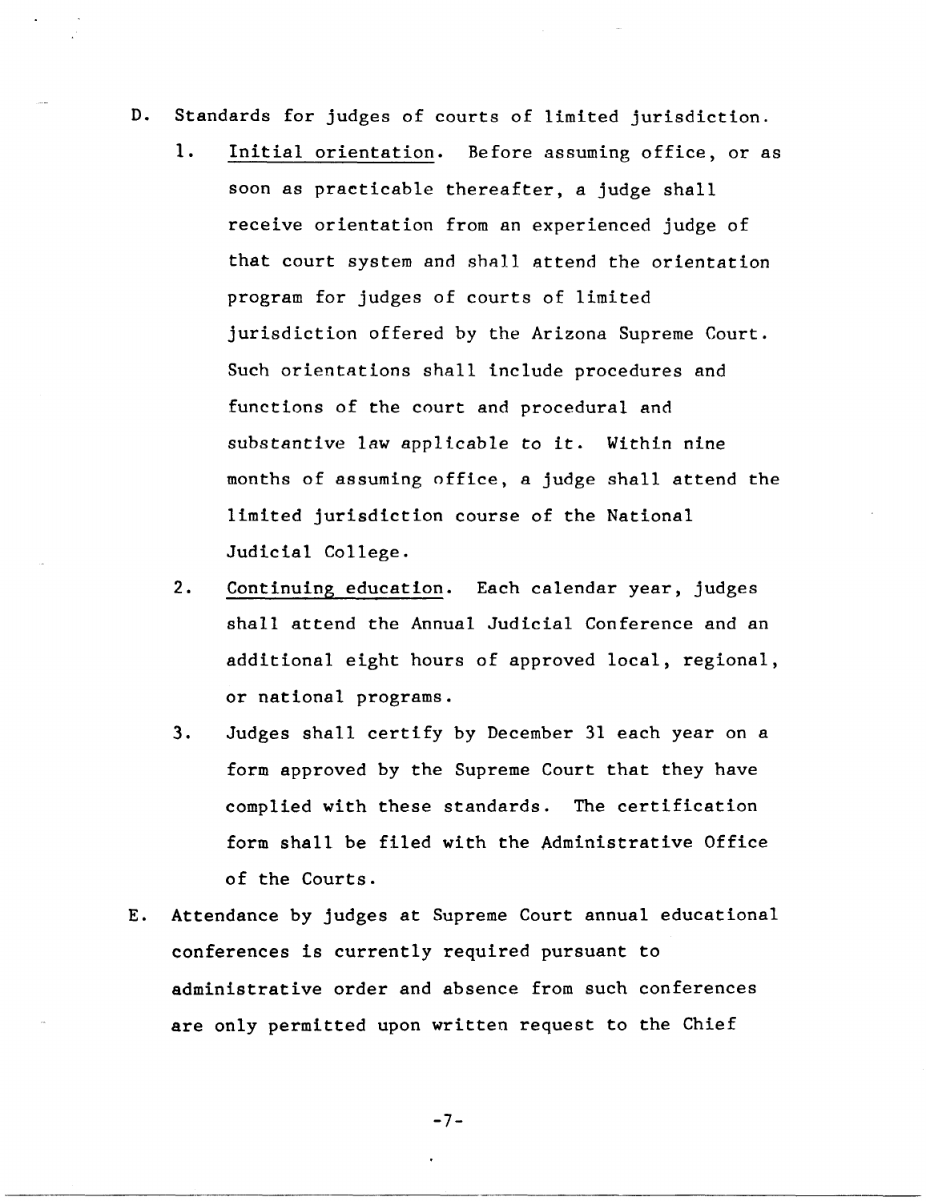D. Standards for judges of courts of limited jurisdiction.

   1. Initial orientation. Before assuming office, or as soon as practicable thereafter, a judge shall receive orientation from an experienced judge of that court system and shall attend the orientation program for judges of courts of limited jurisdiction offered by the Arizona Supreme Court. Such orientations shall include procedures and functions of the court and procedural and substantive law applicable to it. Within nine months of assuming office, a judge shall attend the limited jurisdiction course of the National Judicial College.

   2. Continuing education. Each calendar year, judges shall attend the Annual Judicial Conference and an additional eight hours of approved local, regional, or national programs.

   3. Judges shall certify by December 31 each year on a form approved by the Supreme Court that they have complied with these standards. The certification form shall be filed with the Administrative Office of the Courts.

E. Attendance by judges at Supreme Court annual educational conferences is currently required pursuant to administrative order and absence from such conferences are only permitted upon written request to the Chief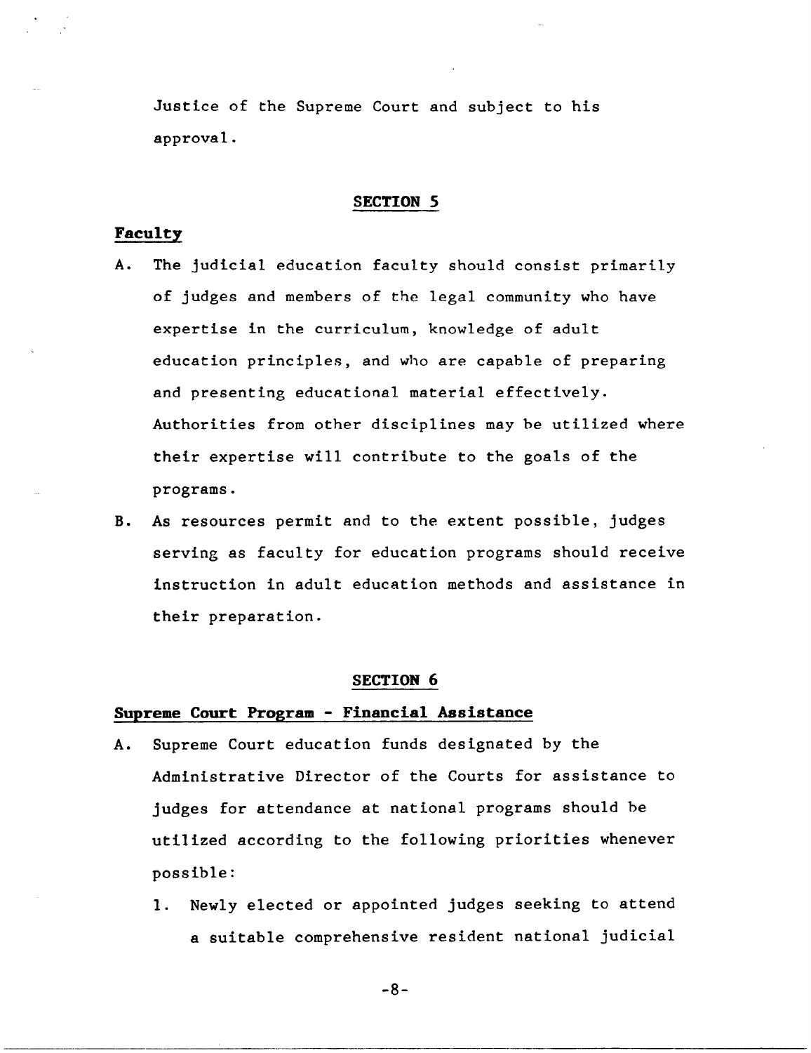Justice of the Supreme Court and subject to his approval.

## SECTION 5

### Faculty

A. The judicial education faculty should consist primarily of judges and members of the legal community who have expertise in the curriculum, knowledge of adult education principles, and who are capable of preparing and presenting educational material effectively. Authorities from other disciplines may be utilized where their expertise will contribute to the goals of the programs.

B. As resources permit and to the extent possible, judges serving as faculty for education programs should receive instruction in adult education methods and assistance in their preparation.

## SECTION 6

### Supreme Court Program - Financial Assistance

A. Supreme Court education funds designated by the Administrative Director of the Courts for assistance to judges for attendance at national programs should be utilized according to the following priorities whenever possible:

   1. Newly elected or appointed judges seeking to attend a suitable comprehensive resident national judicial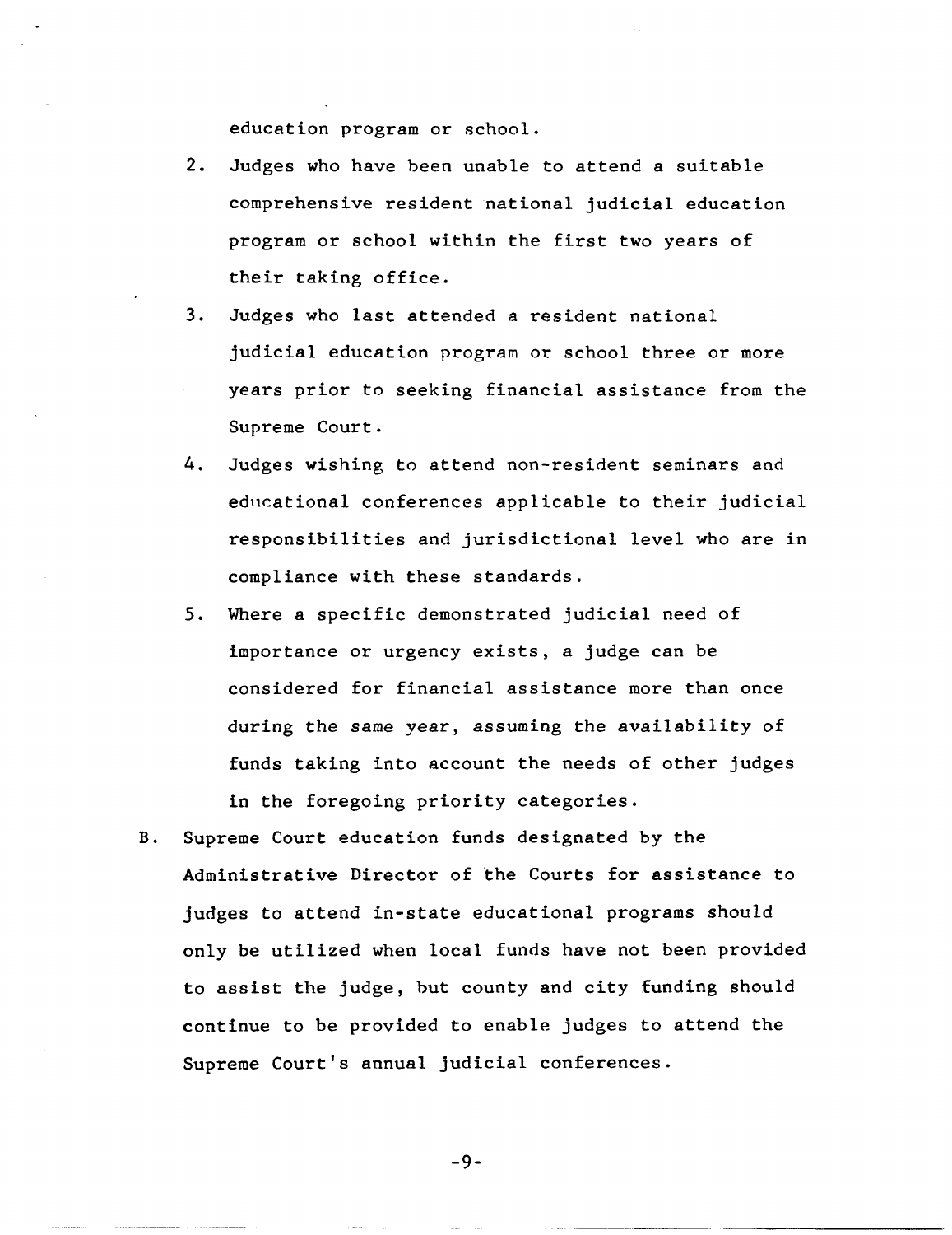education program or school.

2. Judges who have been unable to attend a suitable comprehensive resident national judicial education program or school within the first two years of their taking office.
3. Judges who last attended a resident national judicial education program or school three or more years prior to seeking financial assistance from the Supreme Court.
4. Judges wishing to attend non-resident seminars and educational conferences applicable to their judicial responsibilities and jurisdictional level who are in compliance with these standards.
5. Where a specific demonstrated judicial need of importance or urgency exists, a judge can be considered for financial assistance more than once during the same year, assuming the availability of funds taking into account the needs of other judges in the foregoing priority categories.

B. Supreme Court education funds designated by the Administrative Director of the Courts for assistance to judges to attend in-state educational programs should only be utilized when local funds have not been provided to assist the judge, but county and city funding should continue to be provided to enable judges to attend the Supreme Court's annual judicial conferences.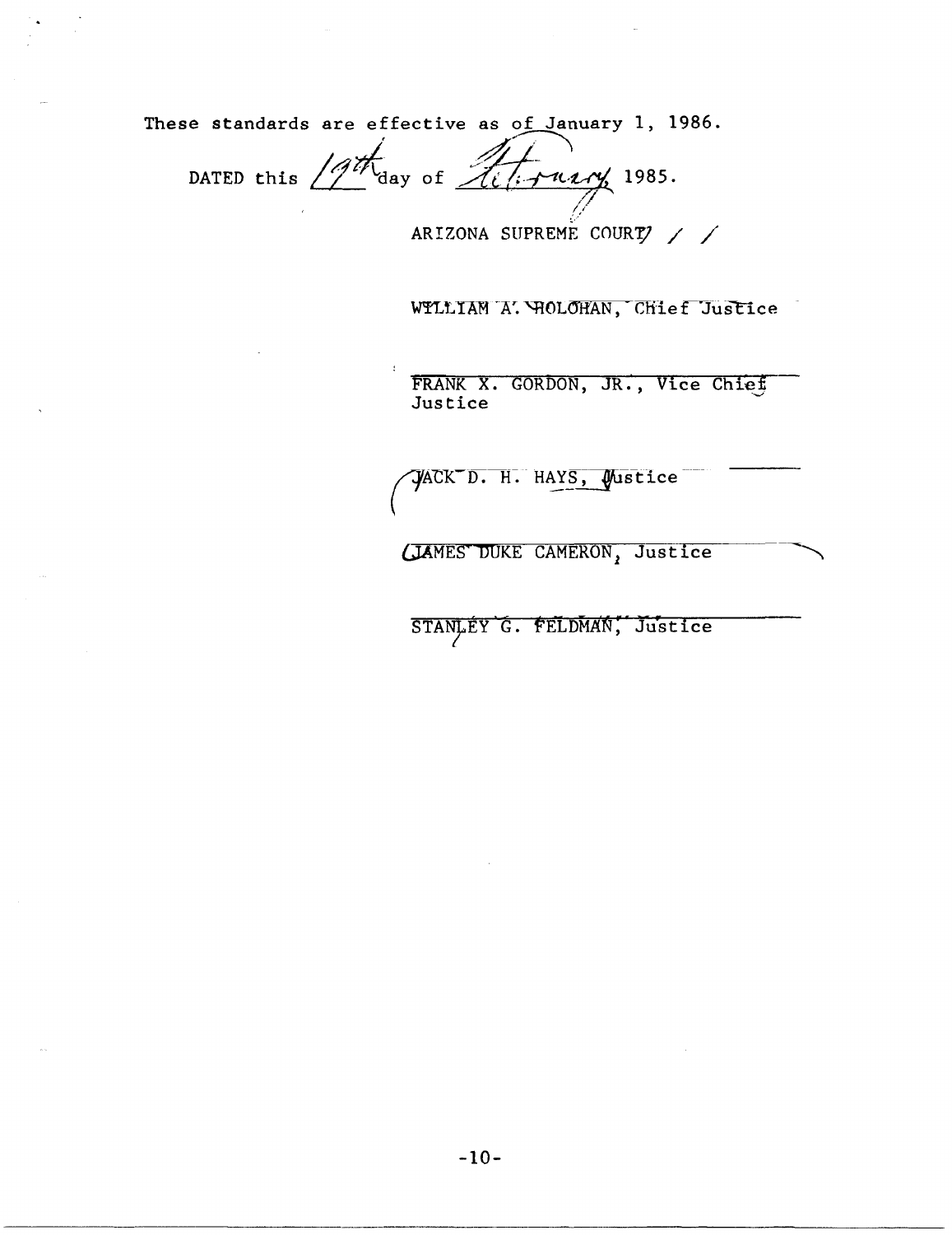These standards are effective as of January 1, 1986.

DATED this 19th day of February 1985.

ARIZONA SUPREME COURT

WILLIAM A. HOLOHAN, Chief Justice

FRANK X. GORDON, JR., Vice Chief Justice

JACK D. H. HAYS, Justice

JAMES DUKE CAMERON, Justice

STANLEY G. FELDMAN, Justice